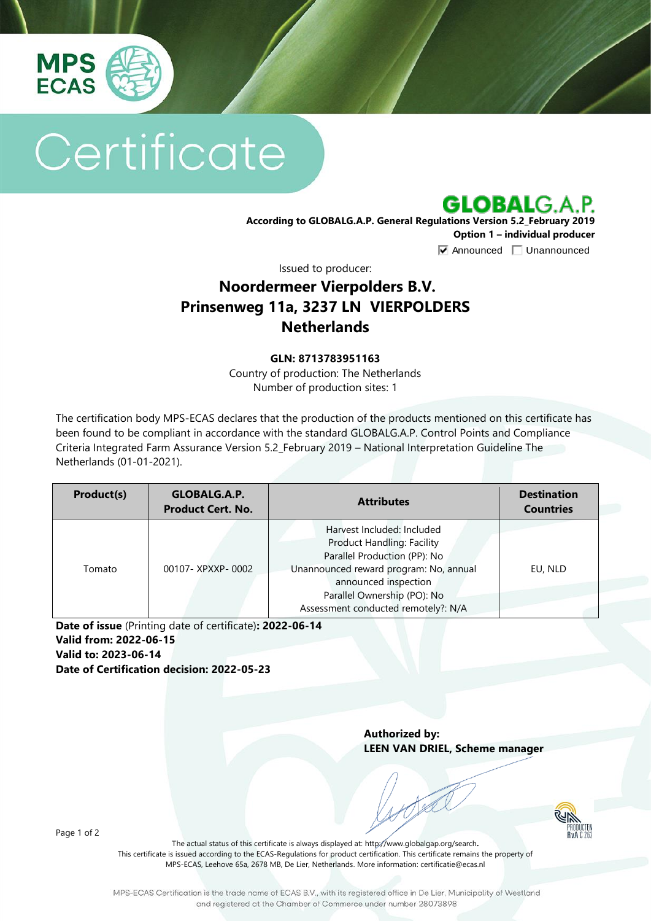MPS ECAS

# Certificate

**GLOBALG.A.P.**

**According to GLOBALG.A.P. General Regulations Version 5.2_February 2019**
**Option 1 – individual producer**

☑ Announced ☐ Unannounced

Issued to producer:

## Noordermeer Vierpolders B.V.
## Prinsenweg 11a, 3237 LN VIERPOLDERS
## Netherlands

**GLN: 8713783951163**

Country of production: The Netherlands
Number of production sites: 1

The certification body MPS-ECAS declares that the production of the products mentioned on this certificate has been found to be compliant in accordance with the standard GLOBALG.A.P. Control Points and Compliance Criteria Integrated Farm Assurance Version 5.2_February 2019 – National Interpretation Guideline The Netherlands (01-01-2021).

| Product(s) | GLOBALG.A.P. Product Cert. No. | Attributes | Destination Countries |
|---|---|---|---|
| Tomato | 00107- XPXXP- 0002 | Harvest Included: Included<br>Product Handling: Facility<br>Parallel Production (PP): No<br>Unannounced reward program: No, annual announced inspection<br>Parallel Ownership (PO): No<br>Assessment conducted remotely?: N/A | EU, NLD |

**Date of issue** (Printing date of certificate)**: 2022-06-14**
**Valid from: 2022-06-15**
**Valid to: 2023-06-14**
**Date of Certification decision: 2022-05-23**

**Authorized by:**
**LEEN VAN DRIEL, Scheme manager**

The actual status of this certificate is always displayed at: http://www.globalgap.org/search.
This certificate is issued according to the ECAS-Regulations for product certification. This certificate remains the property of MPS-ECAS, Leehove 65a, 2678 MB, De Lier, Netherlands. More information: certificatie@ecas.nl

MPS-ECAS Certification is the trade name of ECAS B.V., with its registered office in De Lier, Municipality of Westland and registered at the Chamber of Commerce under number 28073898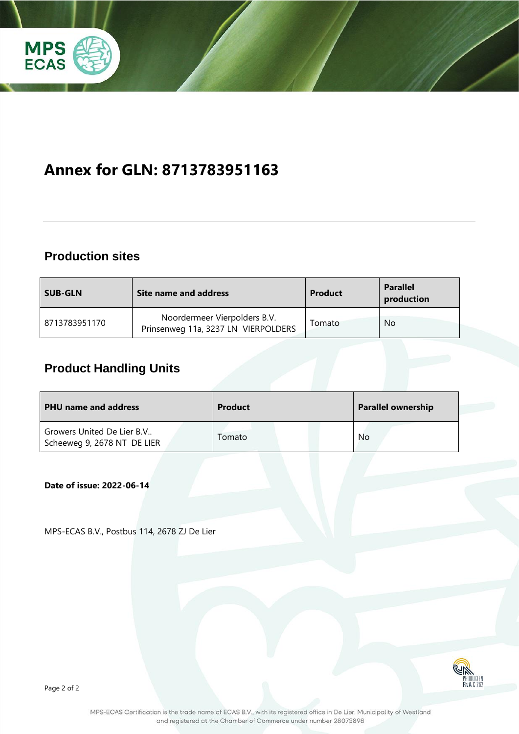# Annex for GLN: 8713783951163

## Production sites

| SUB-GLN | Site name and address | Product | Parallel production |
| --- | --- | --- | --- |
| 8713783951170 | Noordermeer Vierpolders B.V.<br>Prinsenweg 11a, 3237 LN VIERPOLDERS | Tomato | No |

## Product Handling Units

| PHU name and address | Product | Parallel ownership |
| --- | --- | --- |
| Growers United De Lier B.V..<br>Scheeweg 9, 2678 NT DE LIER | Tomato | No |

**Date of issue: 2022-06-14**

MPS-ECAS B.V., Postbus 114, 2678 ZJ De Lier

MPS-ECAS Certification is the trade name of ECAS B.V., with its registered office in De Lier, Municipality of Westland and registered at the Chamber of Commerce under number 28073898